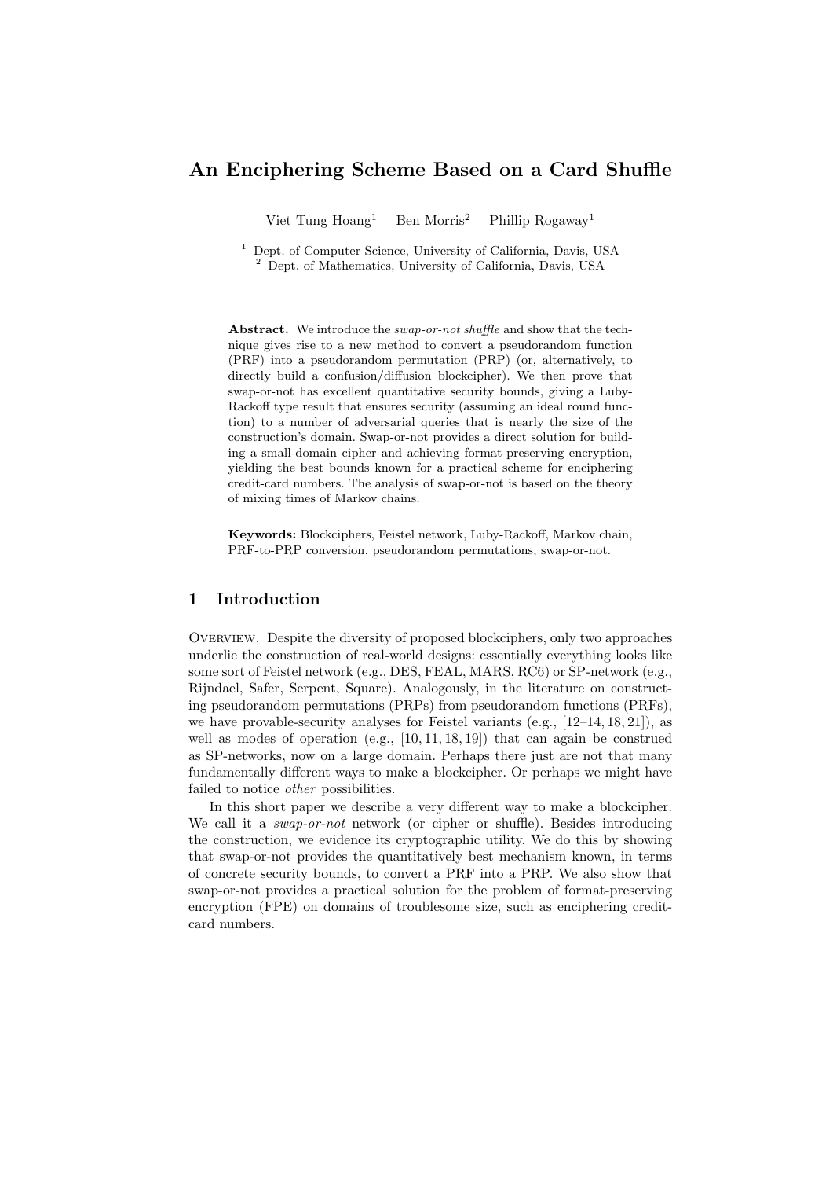# An Enciphering Scheme Based on a Card Shuffle

Viet Tung Hoang[1] Ben Morris[2] Phillip Rogaway[1]

[1] Dept. of Computer Science, University of California, Davis, USA
[2] Dept. of Mathematics, University of California, Davis, USA

**Abstract.** We introduce the *swap-or-not shuffle* and show that the technique gives rise to a new method to convert a pseudorandom function (PRF) into a pseudorandom permutation (PRP) (or, alternatively, to directly build a confusion/diffusion blockcipher). We then prove that swap-or-not has excellent quantitative security bounds, giving a Luby-Rackoff type result that ensures security (assuming an ideal round function) to a number of adversarial queries that is nearly the size of the construction's domain. Swap-or-not provides a direct solution for building a small-domain cipher and achieving format-preserving encryption, yielding the best bounds known for a practical scheme for enciphering credit-card numbers. The analysis of swap-or-not is based on the theory of mixing times of Markov chains.

**Keywords:** Blockciphers, Feistel network, Luby-Rackoff, Markov chain, PRF-to-PRP conversion, pseudorandom permutations, swap-or-not.

## 1 Introduction

Overview. Despite the diversity of proposed blockciphers, only two approaches underlie the construction of real-world designs: essentially everything looks like some sort of Feistel network (e.g., DES, FEAL, MARS, RC6) or SP-network (e.g., Rijndael, Safer, Serpent, Square). Analogously, in the literature on constructing pseudorandom permutations (PRPs) from pseudorandom functions (PRFs), we have provable-security analyses for Feistel variants (e.g., [12–14, 18, 21]), as well as modes of operation (e.g., [10, 11, 18, 19]) that can again be construed as SP-networks, now on a large domain. Perhaps there just are not that many fundamentally different ways to make a blockcipher. Or perhaps we might have failed to notice *other* possibilities.

In this short paper we describe a very different way to make a blockcipher. We call it a *swap-or-not* network (or cipher or shuffle). Besides introducing the construction, we evidence its cryptographic utility. We do this by showing that swap-or-not provides the quantitatively best mechanism known, in terms of concrete security bounds, to convert a PRF into a PRP. We also show that swap-or-not provides a practical solution for the problem of format-preserving encryption (FPE) on domains of troublesome size, such as enciphering credit-card numbers.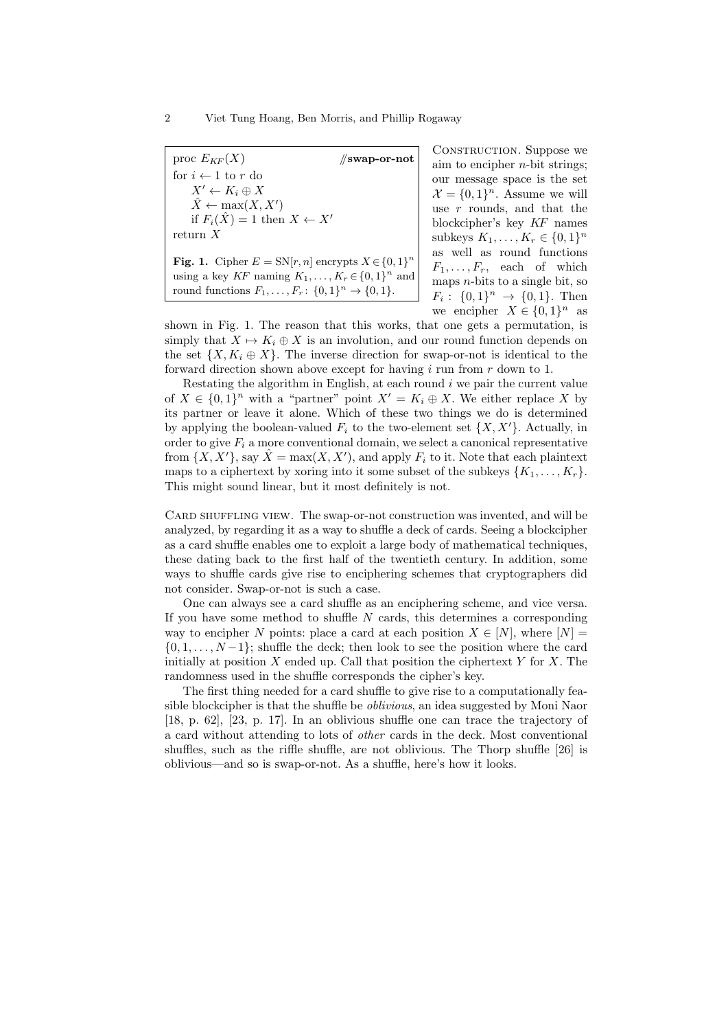```
proc E_KF(X)                          //swap-or-not
for i ← 1 to r do
    X' ← K_i ⊕ X
    X̂ ← max(X, X')
    if F_i(X̂) = 1 then X ← X'
return X
```

**Fig. 1.** Cipher $E = \text{SN}[r, n]$ encrypts $X \in \{0,1\}^n$ using a key $KF$ naming $K_1, \ldots, K_r \in \{0,1\}^n$ and round functions $F_1, \ldots, F_r \colon \{0,1\}^n \to \{0,1\}$.

Construction. Suppose we aim to encipher $n$-bit strings; our message space is the set $\mathcal{X} = \{0,1\}^n$. Assume we will use $r$ rounds, and that the blockcipher's key $KF$ names subkeys $K_1, \ldots, K_r \in \{0,1\}^n$ as well as round functions $F_1, \ldots, F_r$, each of which maps $n$-bits to a single bit, so $F_i : \{0,1\}^n \to \{0,1\}$. Then we encipher $X \in \{0,1\}^n$ as shown in Fig. 1. The reason that this works, that one gets a permutation, is simply that $X \mapsto K_i \oplus X$ is an involution, and our round function depends on the set $\{X, K_i \oplus X\}$. The inverse direction for swap-or-not is identical to the forward direction shown above except for having $i$ run from $r$ down to 1.

Restating the algorithm in English, at each round $i$ we pair the current value of $X \in \{0,1\}^n$ with a "partner" point $X' = K_i \oplus X$. We either replace $X$ by its partner or leave it alone. Which of these two things we do is determined by applying the boolean-valued $F_i$ to the two-element set $\{X, X'\}$. Actually, in order to give $F_i$ a more conventional domain, we select a canonical representative from $\{X, X'\}$, say $\hat{X} = \max(X, X')$, and apply $F_i$ to it. Note that each plaintext maps to a ciphertext by xoring into it some subset of the subkeys $\{K_1, \ldots, K_r\}$. This might sound linear, but it most definitely is not.

Card shuffling view. The swap-or-not construction was invented, and will be analyzed, by regarding it as a way to shuffle a deck of cards. Seeing a blockcipher as a card shuffle enables one to exploit a large body of mathematical techniques, these dating back to the first half of the twentieth century. In addition, some ways to shuffle cards give rise to enciphering schemes that cryptographers did not consider. Swap-or-not is such a case.

One can always see a card shuffle as an enciphering scheme, and vice versa. If you have some method to shuffle $N$ cards, this determines a corresponding way to encipher $N$ points: place a card at each position $X \in [N]$, where $[N] = \{0, 1, \ldots, N-1\}$; shuffle the deck; then look to see the position where the card initially at position $X$ ended up. Call that position the ciphertext $Y$ for $X$. The randomness used in the shuffle corresponds the cipher's key.

The first thing needed for a card shuffle to give rise to a computationally feasible blockcipher is that the shuffle be *oblivious*, an idea suggested by Moni Naor [18, p. 62], [23, p. 17]. In an oblivious shuffle one can trace the trajectory of a card without attending to lots of *other* cards in the deck. Most conventional shuffles, such as the riffle shuffle, are not oblivious. The Thorp shuffle [26] is oblivious—and so is swap-or-not. As a shuffle, here's how it looks.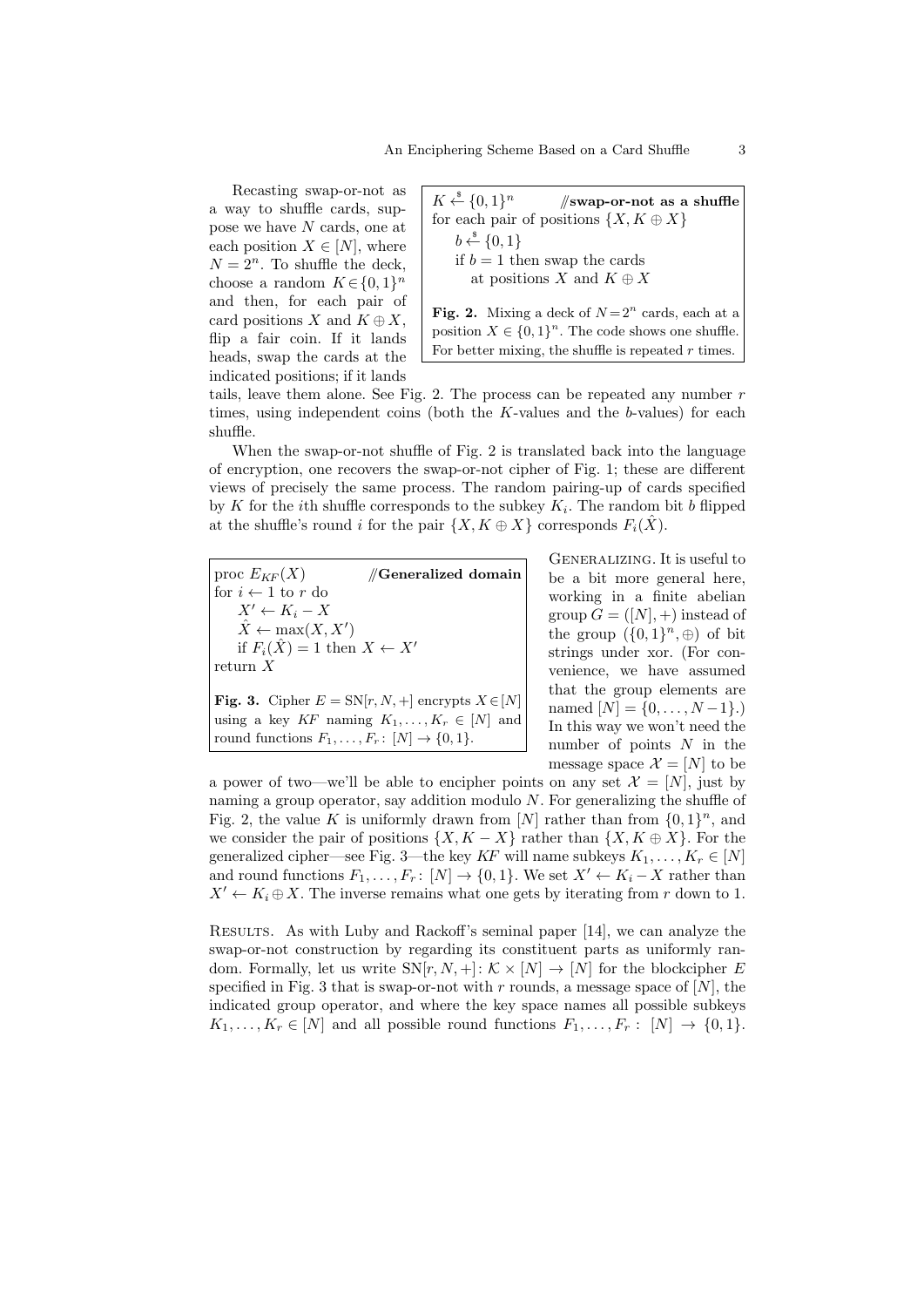Recasting swap-or-not as a way to shuffle cards, suppose we have $N$ cards, one at each position $X \in [N]$, where $N = 2^n$. To shuffle the deck, choose a random $K \in \{0,1\}^n$ and then, for each pair of card positions $X$ and $K \oplus X$, flip a fair coin. If it lands heads, swap the cards at the indicated positions; if it lands tails, leave them alone. See Fig. 2. The process can be repeated any number $r$ times, using independent coins (both the $K$-values and the $b$-values) for each shuffle.

```
K ←$ {0,1}^n            //swap-or-not as a shuffle
for each pair of positions {X, K ⊕ X}
    b ←$ {0,1}
    if b = 1 then swap the cards
        at positions X and K ⊕ X
```

**Fig. 2.** Mixing a deck of $N = 2^n$ cards, each at a position $X \in \{0,1\}^n$. The code shows one shuffle. For better mixing, the shuffle is repeated $r$ times.

When the swap-or-not shuffle of Fig. 2 is translated back into the language of encryption, one recovers the swap-or-not cipher of Fig. 1; these are different views of precisely the same process. The random pairing-up of cards specified by $K$ for the $i$th shuffle corresponds to the subkey $K_i$. The random bit $b$ flipped at the shuffle's round $i$ for the pair $\{X, K \oplus X\}$ corresponds $F_i(\hat{X})$.

```
proc E_KF(X)            //Generalized domain
for i ← 1 to r do
    X' ← K_i − X
    X̂ ← max(X, X')
    if F_i(X̂) = 1 then X ← X'
return X
```

**Fig. 3.** Cipher $E = \mathrm{SN}[r, N, +]$ encrypts $X \in [N]$ using a key $KF$ naming $K_1, \ldots, K_r \in [N]$ and round functions $F_1, \ldots, F_r \colon [N] \to \{0,1\}$.

Generalizing. It is useful to be a bit more general here, working in a finite abelian group $G = ([N], +)$ instead of the group $(\{0,1\}^n, \oplus)$ of bit strings under xor. (For convenience, we have assumed that the group elements are named $[N] = \{0, \ldots, N-1\}$.) In this way we won't need the number of points $N$ in the message space $\mathcal{X} = [N]$ to be a power of two—we'll be able to encipher points on any set $\mathcal{X} = [N]$, just by naming a group operator, say addition modulo $N$. For generalizing the shuffle of Fig. 2, the value $K$ is uniformly drawn from $[N]$ rather than from $\{0,1\}^n$, and we consider the pair of positions $\{X, K - X\}$ rather than $\{X, K \oplus X\}$. For the generalized cipher—see Fig. 3—the key $KF$ will name subkeys $K_1, \ldots, K_r \in [N]$ and round functions $F_1, \ldots, F_r \colon [N] \to \{0,1\}$. We set $X' \leftarrow K_i - X$ rather than $X' \leftarrow K_i \oplus X$. The inverse remains what one gets by iterating from $r$ down to 1.

Results. As with Luby and Rackoff's seminal paper [14], we can analyze the swap-or-not construction by regarding its constituent parts as uniformly random. Formally, let us write $\mathrm{SN}[r, N, +] \colon \mathcal{K} \times [N] \to [N]$ for the blockcipher $E$ specified in Fig. 3 that is swap-or-not with $r$ rounds, a message space of $[N]$, the indicated group operator, and where the key space names all possible subkeys $K_1, \ldots, K_r \in [N]$ and all possible round functions $F_1, \ldots, F_r \colon [N] \to \{0,1\}$.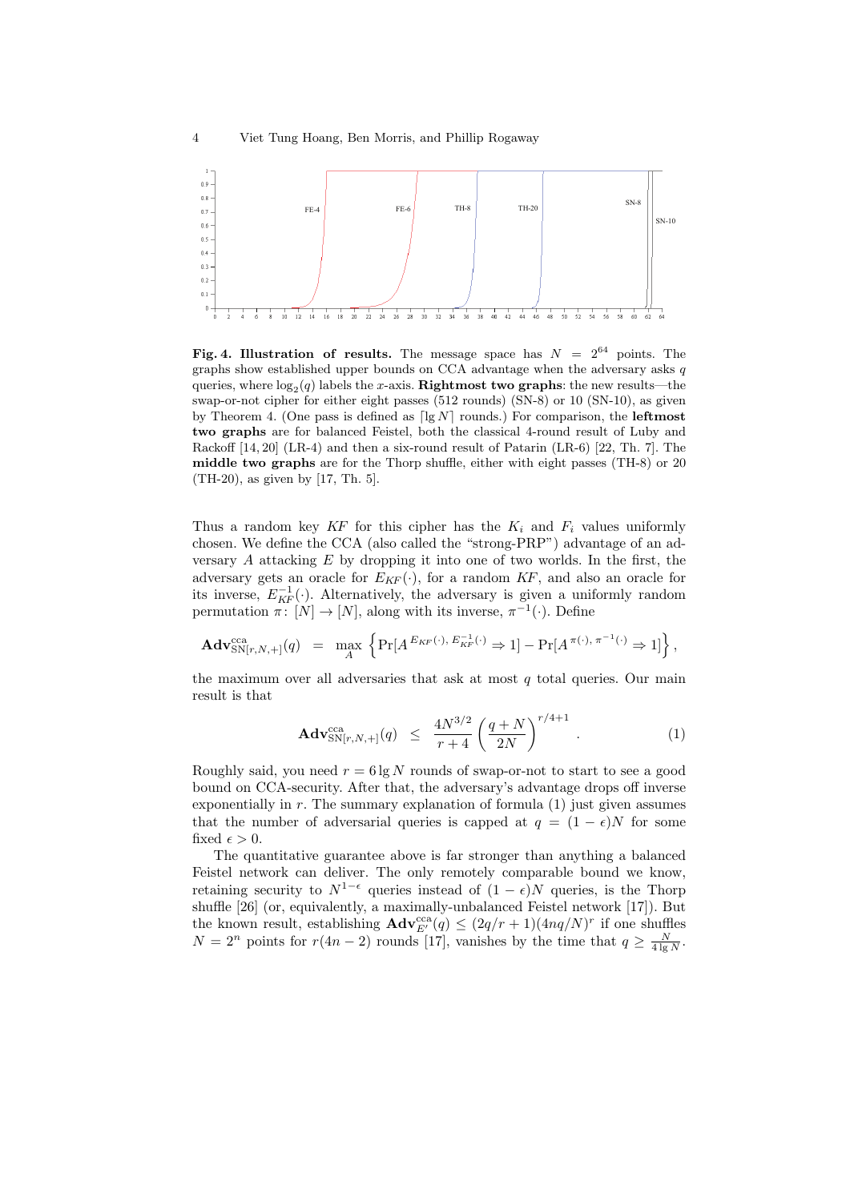**Fig. 4. Illustration of results.** The message space has $N = 2^{64}$ points. The graphs show established upper bounds on CCA advantage when the adversary asks $q$ queries, where $\log_2(q)$ labels the $x$-axis. **Rightmost two graphs**: the new results—the swap-or-not cipher for either eight passes (512 rounds) (SN-8) or 10 (SN-10), as given by Theorem 4. (One pass is defined as $\lceil \lg N \rceil$ rounds.) For comparison, the **leftmost two graphs** are for balanced Feistel, both the classical 4-round result of Luby and Rackoff [14, 20] (LR-4) and then a six-round result of Patarin (LR-6) [22, Th. 7]. The **middle two graphs** are for the Thorp shuffle, either with eight passes (TH-8) or 20 (TH-20), as given by [17, Th. 5].

Thus a random key $KF$ for this cipher has the $K_i$ and $F_i$ values uniformly chosen. We define the CCA (also called the "strong-PRP") advantage of an adversary $A$ attacking $E$ by dropping it into one of two worlds. In the first, the adversary gets an oracle for $E_{KF}(\cdot)$, for a random $KF$, and also an oracle for its inverse, $E_{KF}^{-1}(\cdot)$. Alternatively, the adversary is given a uniformly random permutation $\pi\colon [N] \to [N]$, along with its inverse, $\pi^{-1}(\cdot)$. Define

$$\mathbf{Adv}^{\mathrm{cca}}_{\mathrm{SN}[r,N,+]}(q) \;=\; \max_A \left\{ \Pr[A^{E_{KF}(\cdot),\, E_{KF}^{-1}(\cdot)} \Rightarrow 1] - \Pr[A^{\pi(\cdot),\, \pi^{-1}(\cdot)} \Rightarrow 1] \right\},$$

the maximum over all adversaries that ask at most $q$ total queries. Our main result is that

$$\mathbf{Adv}^{\mathrm{cca}}_{\mathrm{SN}[r,N,+]}(q) \;\le\; \frac{4N^{3/2}}{r+4}\left(\frac{q+N}{2N}\right)^{r/4+1}. \tag{1}$$

Roughly said, you need $r = 6 \lg N$ rounds of swap-or-not to start to see a good bound on CCA-security. After that, the adversary's advantage drops off inverse exponentially in $r$. The summary explanation of formula (1) just given assumes that the number of adversarial queries is capped at $q = (1-\epsilon)N$ for some fixed $\epsilon > 0$.

The quantitative guarantee above is far stronger than anything a balanced Feistel network can deliver. The only remotely comparable bound we know, retaining security to $N^{1-\epsilon}$ queries instead of $(1-\epsilon)N$ queries, is the Thorp shuffle [26] (or, equivalently, a maximally-unbalanced Feistel network [17]). But the known result, establishing $\mathbf{Adv}^{\mathrm{cca}}_{E'}(q) \le (2q/r+1)(4nq/N)^r$ if one shuffles $N = 2^n$ points for $r(4n-2)$ rounds [17], vanishes by the time that $q \ge \frac{N}{4 \lg N}$.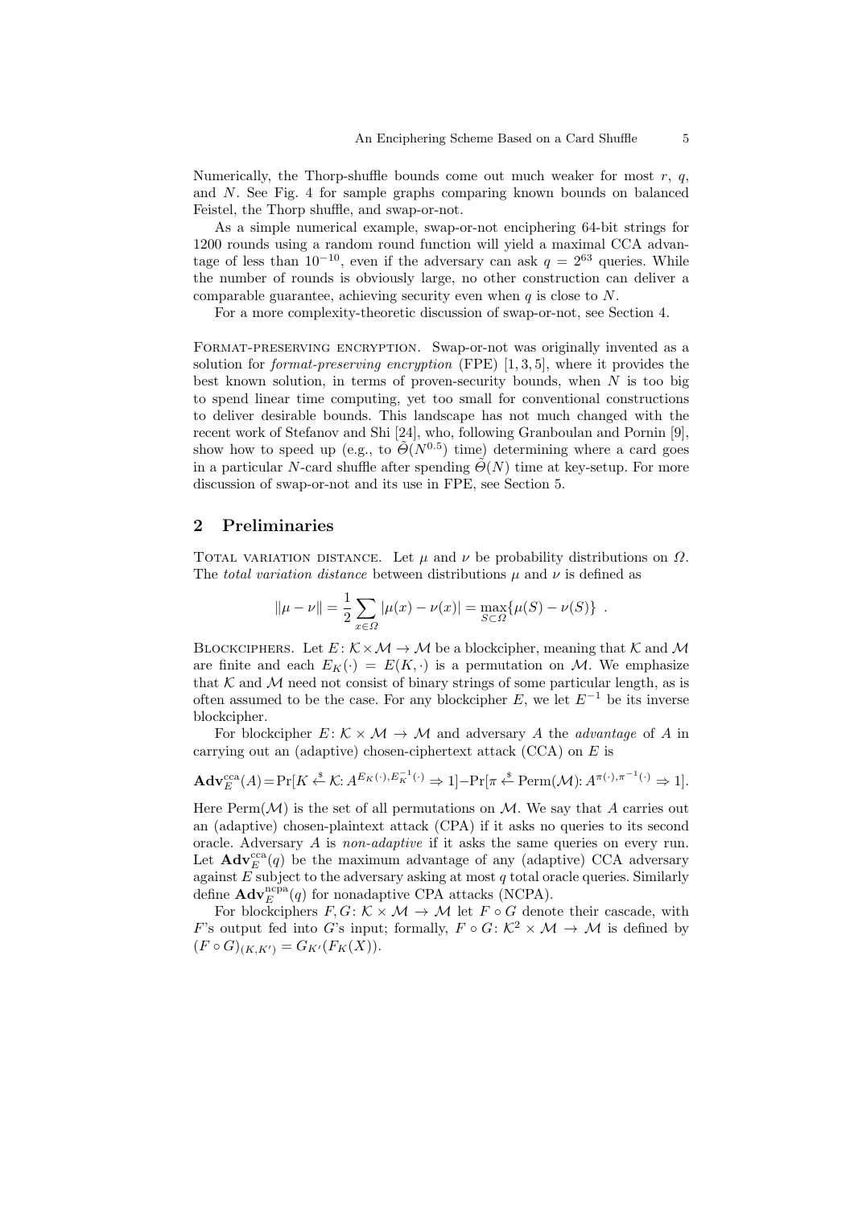Numerically, the Thorp-shuffle bounds come out much weaker for most $r$, $q$, and $N$. See Fig. 4 for sample graphs comparing known bounds on balanced Feistel, the Thorp shuffle, and swap-or-not.

As a simple numerical example, swap-or-not enciphering 64-bit strings for 1200 rounds using a random round function will yield a maximal CCA advantage of less than $10^{-10}$, even if the adversary can ask $q = 2^{63}$ queries. While the number of rounds is obviously large, no other construction can deliver a comparable guarantee, achieving security even when $q$ is close to $N$.

For a more complexity-theoretic discussion of swap-or-not, see Section 4.

Format-preserving encryption. Swap-or-not was originally invented as a solution for *format-preserving encryption* (FPE) [1, 3, 5], where it provides the best known solution, in terms of proven-security bounds, when $N$ is too big to spend linear time computing, yet too small for conventional constructions to deliver desirable bounds. This landscape has not much changed with the recent work of Stefanov and Shi [24], who, following Granboulan and Pornin [9], show how to speed up (e.g., to $\tilde{\Theta}(N^{0.5})$ time) determining where a card goes in a particular $N$-card shuffle after spending $\tilde{\Theta}(N)$ time at key-setup. For more discussion of swap-or-not and its use in FPE, see Section 5.

## 2 Preliminaries

Total variation distance. Let $\mu$ and $\nu$ be probability distributions on $\Omega$. The *total variation distance* between distributions $\mu$ and $\nu$ is defined as

$$\|\mu - \nu\| = \frac{1}{2}\sum_{x\in\Omega} |\mu(x) - \nu(x)| = \max_{S\subset\Omega}\{\mu(S) - \nu(S)\} \ .$$

Blockciphers. Let $E\colon \mathcal{K}\times\mathcal{M} \to \mathcal{M}$ be a blockcipher, meaning that $\mathcal{K}$ and $\mathcal{M}$ are finite and each $E_K(\cdot) = E(K,\cdot)$ is a permutation on $\mathcal{M}$. We emphasize that $\mathcal{K}$ and $\mathcal{M}$ need not consist of binary strings of some particular length, as is often assumed to be the case. For any blockcipher $E$, we let $E^{-1}$ be its inverse blockcipher.

For blockcipher $E\colon \mathcal{K}\times\mathcal{M} \to \mathcal{M}$ and adversary $A$ the *advantage* of $A$ in carrying out an (adaptive) chosen-ciphertext attack (CCA) on $E$ is

$$\mathbf{Adv}^{\mathrm{cca}}_{E}(A) = \Pr[K \xleftarrow{\$} \mathcal{K}\colon A^{E_K(\cdot),E_K^{-1}(\cdot)} \Rightarrow 1] - \Pr[\pi \xleftarrow{\$} \mathrm{Perm}(\mathcal{M})\colon A^{\pi(\cdot),\pi^{-1}(\cdot)} \Rightarrow 1].$$

Here $\mathrm{Perm}(\mathcal{M})$ is the set of all permutations on $\mathcal{M}$. We say that $A$ carries out an (adaptive) chosen-plaintext attack (CPA) if it asks no queries to its second oracle. Adversary $A$ is *non-adaptive* if it asks the same queries on every run. Let $\mathbf{Adv}^{\mathrm{cca}}_{E}(q)$ be the maximum advantage of any (adaptive) CCA adversary against $E$ subject to the adversary asking at most $q$ total oracle queries. Similarly define $\mathbf{Adv}^{\mathrm{ncpa}}_{E}(q)$ for nonadaptive CPA attacks (NCPA).

For blockciphers $F, G\colon \mathcal{K}\times\mathcal{M} \to \mathcal{M}$ let $F\circ G$ denote their cascade, with $F$'s output fed into $G$'s input; formally, $F\circ G\colon \mathcal{K}^2\times\mathcal{M} \to \mathcal{M}$ is defined by $(F\circ G)_{(K,K')} = G_{K'}(F_K(X))$.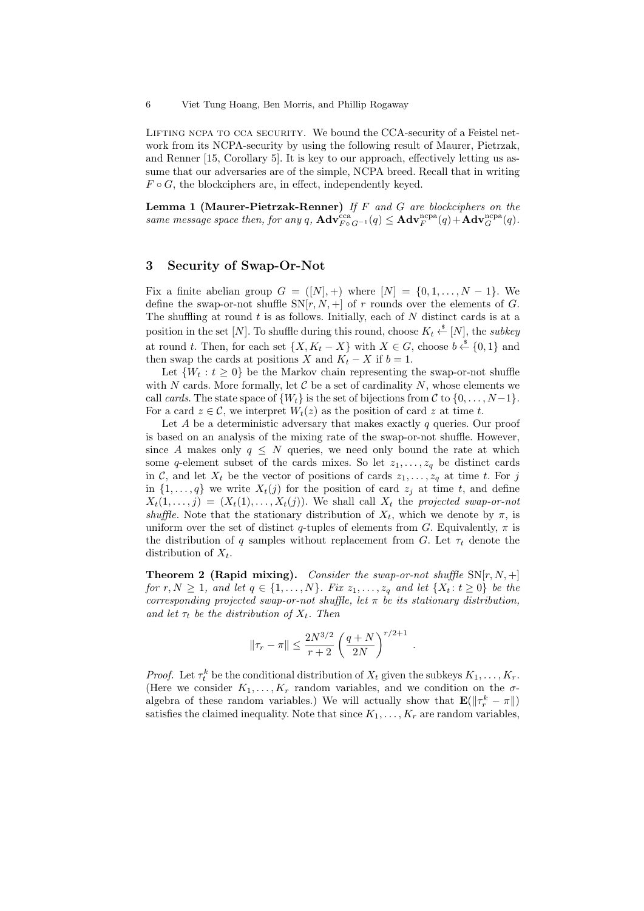LIFTING NCPA TO CCA SECURITY. We bound the CCA-security of a Feistel network from its NCPA-security by using the following result of Maurer, Pietrzak, and Renner [15, Corollary 5]. It is key to our approach, effectively letting us assume that our adversaries are of the simple, NCPA breed. Recall that in writing $F \circ G$, the blockciphers are, in effect, independently keyed.

**Lemma 1 (Maurer-Pietrzak-Renner)** *If $F$ and $G$ are blockciphers on the same message space then, for any $q$, $\mathbf{Adv}^{\mathrm{cca}}_{F \circ G^{-1}}(q) \le \mathbf{Adv}^{\mathrm{ncpa}}_{F}(q) + \mathbf{Adv}^{\mathrm{ncpa}}_{G}(q)$.*

## 3 Security of Swap-Or-Not

Fix a finite abelian group $G = ([N], +)$ where $[N] = \{0, 1, \ldots, N-1\}$. We define the swap-or-not shuffle $\mathrm{SN}[r, N, +]$ of $r$ rounds over the elements of $G$. The shuffling at round $t$ is as follows. Initially, each of $N$ distinct cards is at a position in the set $[N]$. To shuffle during this round, choose $K_t \xleftarrow{\$} [N]$, the *subkey* at round $t$. Then, for each set $\{X, K_t - X\}$ with $X \in G$, choose $b \xleftarrow{\$} \{0, 1\}$ and then swap the cards at positions $X$ and $K_t - X$ if $b = 1$.

Let $\{W_t : t \ge 0\}$ be the Markov chain representing the swap-or-not shuffle with $N$ cards. More formally, let $\mathcal{C}$ be a set of cardinality $N$, whose elements we call *cards*. The state space of $\{W_t\}$ is the set of bijections from $\mathcal{C}$ to $\{0, \ldots, N-1\}$. For a card $z \in \mathcal{C}$, we interpret $W_t(z)$ as the position of card $z$ at time $t$.

Let $A$ be a deterministic adversary that makes exactly $q$ queries. Our proof is based on an analysis of the mixing rate of the swap-or-not shuffle. However, since $A$ makes only $q \le N$ queries, we need only bound the rate at which some $q$-element subset of the cards mixes. So let $z_1, \ldots, z_q$ be distinct cards in $\mathcal{C}$, and let $X_t$ be the vector of positions of cards $z_1, \ldots, z_q$ at time $t$. For $j$ in $\{1, \ldots, q\}$ we write $X_t(j)$ for the position of card $z_j$ at time $t$, and define $X_t(1, \ldots, j) = (X_t(1), \ldots, X_t(j))$. We shall call $X_t$ the *projected swap-or-not shuffle*. Note that the stationary distribution of $X_t$, which we denote by $\pi$, is uniform over the set of distinct $q$-tuples of elements from $G$. Equivalently, $\pi$ is the distribution of $q$ samples without replacement from $G$. Let $\tau_t$ denote the distribution of $X_t$.

**Theorem 2 (Rapid mixing).** *Consider the swap-or-not shuffle $\mathrm{SN}[r, N, +]$ for $r, N \ge 1$, and let $q \in \{1, \ldots, N\}$. Fix $z_1, \ldots, z_q$ and let $\{X_t : t \ge 0\}$ be the corresponding projected swap-or-not shuffle, let $\pi$ be its stationary distribution, and let $\tau_t$ be the distribution of $X_t$. Then*

$$\|\tau_r - \pi\| \le \frac{2N^{3/2}}{r+2} \left( \frac{q+N}{2N} \right)^{r/2+1} .$$

*Proof.* Let $\tau_t^k$ be the conditional distribution of $X_t$ given the subkeys $K_1, \ldots, K_r$. (Here we consider $K_1, \ldots, K_r$ random variables, and we condition on the $\sigma$-algebra of these random variables.) We will actually show that $\mathbf{E}(\|\tau_r^k - \pi\|)$ satisfies the claimed inequality. Note that since $K_1, \ldots, K_r$ are random variables,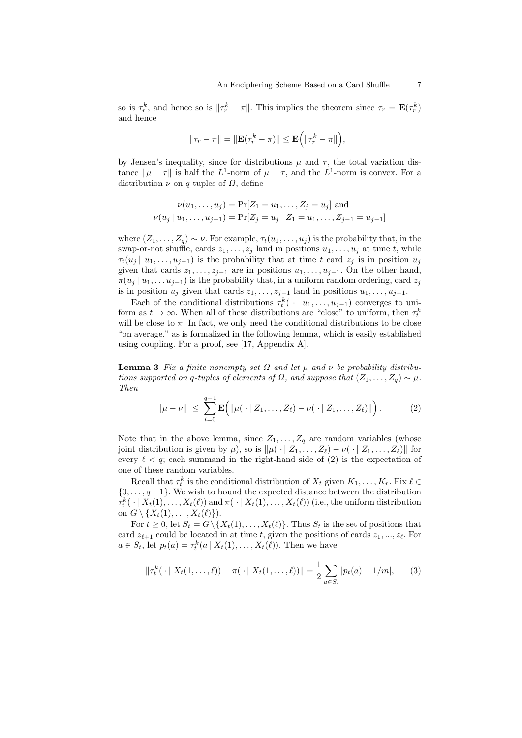so is $\tau_r^k$, and hence so is $\|\tau_r^k - \pi\|$. This implies the theorem since $\tau_r = \mathbf{E}(\tau_r^k)$ and hence

$$\|\tau_r - \pi\| = \|\mathbf{E}(\tau_r^k - \pi)\| \leq \mathbf{E}\Big(\|\tau_r^k - \pi\|\Big),$$

by Jensen's inequality, since for distributions $\mu$ and $\tau$, the total variation distance $\|\mu - \tau\|$ is half the $L^1$-norm of $\mu - \tau$, and the $L^1$-norm is convex. For a distribution $\nu$ on $q$-tuples of $\Omega$, define

$$\nu(u_1, \ldots, u_j) = \Pr[Z_1 = u_1, \ldots, Z_j = u_j] \text{ and}$$
$$\nu(u_j \mid u_1, \ldots, u_{j-1}) = \Pr[Z_j = u_j \mid Z_1 = u_1, \ldots, Z_{j-1} = u_{j-1}]$$

where $(Z_1, \ldots, Z_q) \sim \nu$. For example, $\tau_t(u_1, \ldots, u_j)$ is the probability that, in the swap-or-not shuffle, cards $z_1, \ldots, z_j$ land in positions $u_1, \ldots, u_j$ at time $t$, while $\tau_t(u_j \mid u_1, \ldots, u_{j-1})$ is the probability that at time $t$ card $z_j$ is in position $u_j$ given that cards $z_1, \ldots, z_{j-1}$ are in positions $u_1, \ldots, u_{j-1}$. On the other hand, $\pi(u_j \mid u_1, \ldots u_{j-1})$ is the probability that, in a uniform random ordering, card $z_j$ is in position $u_j$ given that cards $z_1, \ldots, z_{j-1}$ land in positions $u_1, \ldots, u_{j-1}$.

Each of the conditional distributions $\tau_t^k(\,\cdot \mid u_1, \ldots, u_{j-1})$ converges to uniform as $t \to \infty$. When all of these distributions are "close" to uniform, then $\tau_t^k$ will be close to $\pi$. In fact, we only need the conditional distributions to be close "on average," as is formalized in the following lemma, which is easily established using coupling. For a proof, see [17, Appendix A].

**Lemma 3** *Fix a finite nonempty set $\Omega$ and let $\mu$ and $\nu$ be probability distributions supported on $q$-tuples of elements of $\Omega$, and suppose that $(Z_1, \ldots, Z_q) \sim \mu$. Then*

$$\|\mu - \nu\| \;\leq\; \sum_{l=0}^{q-1} \mathbf{E}\Big(\|\mu(\,\cdot \mid Z_1, \ldots, Z_\ell) - \nu(\,\cdot \mid Z_1, \ldots, Z_\ell)\|\Big)\,. \qquad (2)$$

Note that in the above lemma, since $Z_1, \ldots, Z_q$ are random variables (whose joint distribution is given by $\mu$), so is $\|\mu(\,\cdot \mid Z_1, \ldots, Z_\ell) - \nu(\,\cdot \mid Z_1, \ldots, Z_\ell)\|$ for every $\ell < q$; each summand in the right-hand side of (2) is the expectation of one of these random variables.

Recall that $\tau_t^k$ is the conditional distribution of $X_t$ given $K_1, \ldots, K_r$. Fix $\ell \in \{0, \ldots, q-1\}$. We wish to bound the expected distance between the distribution $\tau_t^k(\,\cdot \mid X_t(1), \ldots, X_t(\ell))$ and $\pi(\,\cdot \mid X_t(1), \ldots, X_t(\ell))$ (i.e., the uniform distribution on $G \setminus \{X_t(1), \ldots, X_t(\ell)\}$).

For $t \geq 0$, let $S_t = G \setminus \{X_t(1), \ldots, X_t(\ell)\}$. Thus $S_t$ is the set of positions that card $z_{\ell+1}$ could be located in at time $t$, given the positions of cards $z_1, ..., z_\ell$. For $a \in S_t$, let $p_t(a) = \tau_t^k(a \mid X_t(1), \ldots, X_t(\ell))$. Then we have

$$\|\tau_t^k(\,\cdot \mid X_t(1, \ldots, \ell)) - \pi(\,\cdot \mid X_t(1, \ldots, \ell))\| = \frac{1}{2} \sum_{a \in S_t} |p_t(a) - 1/m|, \qquad (3)$$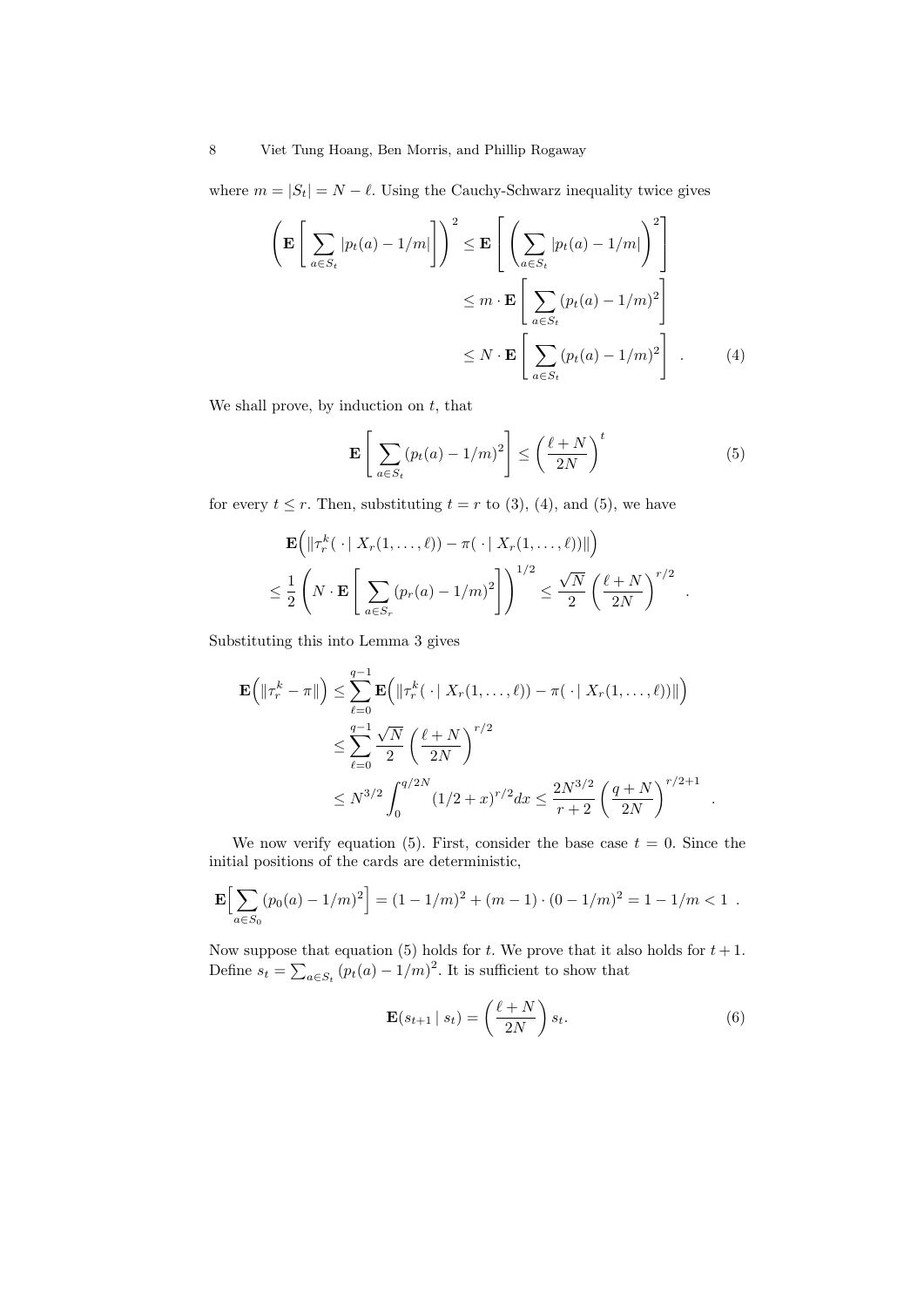where $m = |S_t| = N - \ell$. Using the Cauchy-Schwarz inequality twice gives

$$
\begin{aligned}
\left( \mathbf{E}\left[ \sum_{a \in S_t} |p_t(a) - 1/m| \right] \right)^2 &\leq \mathbf{E}\left[ \left( \sum_{a \in S_t} |p_t(a) - 1/m| \right)^2 \right] \\
&\leq m \cdot \mathbf{E}\left[ \sum_{a \in S_t} (p_t(a) - 1/m)^2 \right] \\
&\leq N \cdot \mathbf{E}\left[ \sum_{a \in S_t} (p_t(a) - 1/m)^2 \right] \quad . \qquad (4)
\end{aligned}
$$

We shall prove, by induction on $t$, that

$$
\mathbf{E}\left[ \sum_{a \in S_t} (p_t(a) - 1/m)^2 \right] \leq \left( \frac{\ell + N}{2N} \right)^t \qquad (5)
$$

for every $t \leq r$. Then, substituting $t = r$ to (3), (4), and (5), we have

$$
\begin{aligned}
&\mathbf{E}\Big( \| \tau_r^k(\,\cdot \mid X_r(1, \ldots, \ell)) - \pi(\,\cdot \mid X_r(1, \ldots, \ell)) \| \Big) \\
&\leq \frac{1}{2} \left( N \cdot \mathbf{E}\left[ \sum_{a \in S_r} (p_r(a) - 1/m)^2 \right] \right)^{1/2} \leq \frac{\sqrt{N}}{2} \left( \frac{\ell + N}{2N} \right)^{r/2} \quad .
\end{aligned}
$$

Substituting this into Lemma 3 gives

$$
\begin{aligned}
\mathbf{E}\Big( \| \tau_r^k - \pi \| \Big) &\leq \sum_{\ell=0}^{q-1} \mathbf{E}\Big( \| \tau_r^k(\,\cdot \mid X_r(1, \ldots, \ell)) - \pi(\,\cdot \mid X_r(1, \ldots, \ell)) \| \Big) \\
&\leq \sum_{\ell=0}^{q-1} \frac{\sqrt{N}}{2} \left( \frac{\ell + N}{2N} \right)^{r/2} \\
&\leq N^{3/2} \int_0^{q/2N} (1/2 + x)^{r/2} dx \leq \frac{2N^{3/2}}{r+2} \left( \frac{q + N}{2N} \right)^{r/2+1} \quad .
\end{aligned}
$$

We now verify equation (5). First, consider the base case $t = 0$. Since the initial positions of the cards are deterministic,

$$
\mathbf{E}\Big[ \sum_{a \in S_0} (p_0(a) - 1/m)^2 \Big] = (1 - 1/m)^2 + (m-1) \cdot (0 - 1/m)^2 = 1 - 1/m < 1 \ .
$$

Now suppose that equation (5) holds for $t$. We prove that it also holds for $t+1$. Define $s_t = \sum_{a \in S_t} (p_t(a) - 1/m)^2$. It is sufficient to show that

$$
\mathbf{E}(s_{t+1} \mid s_t) = \left( \frac{\ell + N}{2N} \right) s_t. \qquad (6)
$$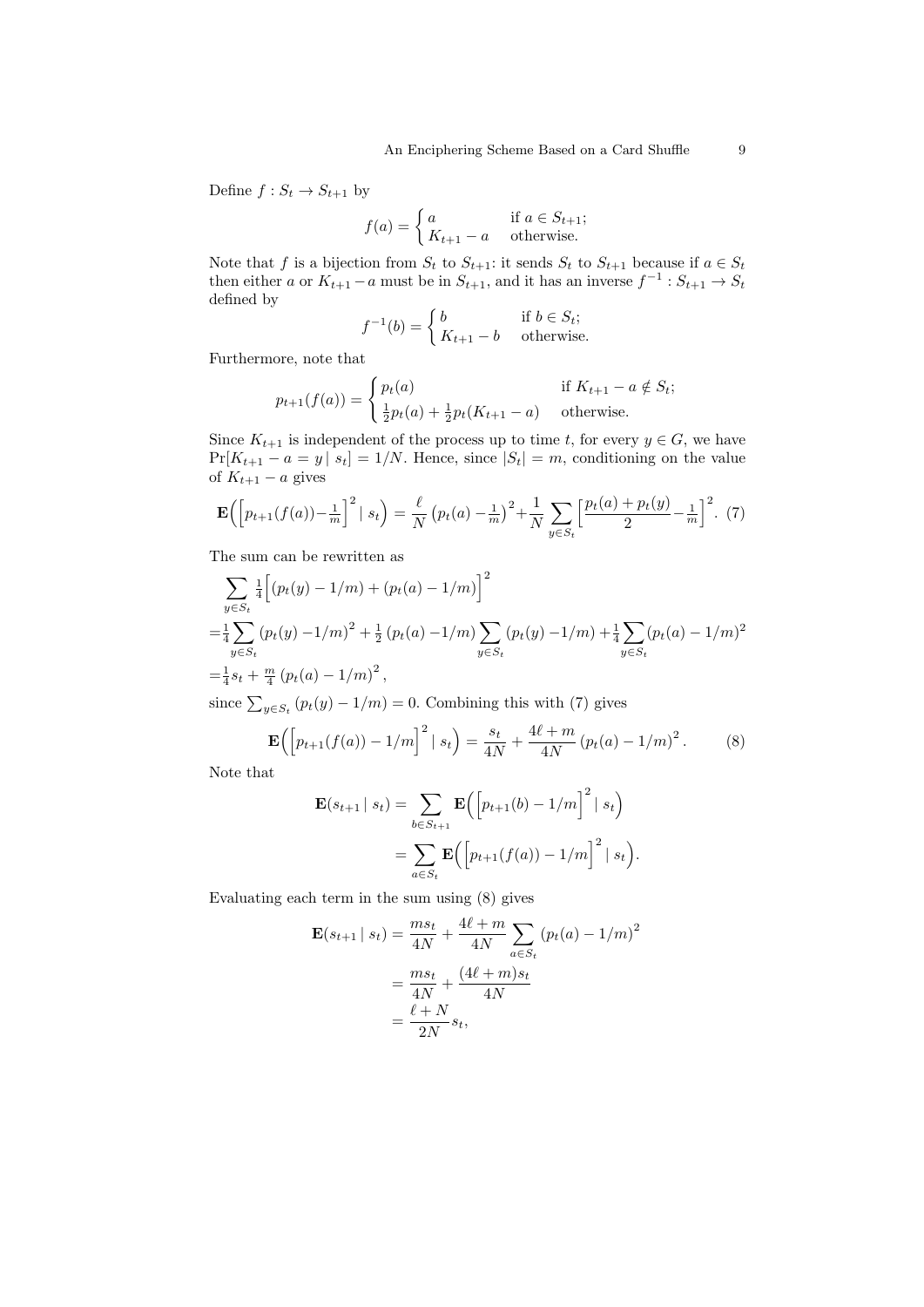Define $f : S_t \to S_{t+1}$ by

$$f(a) = \begin{cases} a & \text{if } a \in S_{t+1}; \\ K_{t+1} - a & \text{otherwise.} \end{cases}$$

Note that $f$ is a bijection from $S_t$ to $S_{t+1}$: it sends $S_t$ to $S_{t+1}$ because if $a \in S_t$ then either $a$ or $K_{t+1} - a$ must be in $S_{t+1}$, and it has an inverse $f^{-1} : S_{t+1} \to S_t$ defined by

$$f^{-1}(b) = \begin{cases} b & \text{if } b \in S_t; \\ K_{t+1} - b & \text{otherwise.} \end{cases}$$

Furthermore, note that

$$p_{t+1}(f(a)) = \begin{cases} p_t(a) & \text{if } K_{t+1} - a \notin S_t; \\ \frac{1}{2}p_t(a) + \frac{1}{2}p_t(K_{t+1} - a) & \text{otherwise.} \end{cases}$$

Since $K_{t+1}$ is independent of the process up to time $t$, for every $y \in G$, we have $\Pr[K_{t+1} - a = y \mid s_t] = 1/N$. Hence, since $|S_t| = m$, conditioning on the value of $K_{t+1} - a$ gives

$$\mathbf{E}\Big(\Big[p_{t+1}(f(a)) - \tfrac{1}{m}\Big]^2 \mid s_t\Big) = \frac{\ell}{N}\left(p_t(a) - \tfrac{1}{m}\right)^2 + \frac{1}{N}\sum_{y \in S_t}\Big[\frac{p_t(a) + p_t(y)}{2} - \tfrac{1}{m}\Big]^2. \quad (7)$$

The sum can be rewritten as

$$\begin{aligned} &\sum_{y \in S_t} \tfrac{1}{4}\Big[(p_t(y) - 1/m) + (p_t(a) - 1/m)\Big]^2 \\ =&\tfrac{1}{4}\sum_{y \in S_t}(p_t(y) - 1/m)^2 + \tfrac{1}{2}(p_t(a) - 1/m)\sum_{y \in S_t}(p_t(y) - 1/m) + \tfrac{1}{4}\sum_{y \in S_t}(p_t(a) - 1/m)^2 \\ =&\tfrac{1}{4}s_t + \tfrac{m}{4}(p_t(a) - 1/m)^2, \end{aligned}$$

since $\sum_{y \in S_t}(p_t(y) - 1/m) = 0$. Combining this with (7) gives

$$\mathbf{E}\Big(\Big[p_{t+1}(f(a)) - 1/m\Big]^2 \mid s_t\Big) = \frac{s_t}{4N} + \frac{4\ell + m}{4N}(p_t(a) - 1/m)^2. \quad (8)$$

Note that

$$\begin{aligned} \mathbf{E}(s_{t+1} \mid s_t) &= \sum_{b \in S_{t+1}} \mathbf{E}\Big(\Big[p_{t+1}(b) - 1/m\Big]^2 \mid s_t\Big) \\ &= \sum_{a \in S_t} \mathbf{E}\Big(\Big[p_{t+1}(f(a)) - 1/m\Big]^2 \mid s_t\Big). \end{aligned}$$

Evaluating each term in the sum using (8) gives

$$\begin{aligned} \mathbf{E}(s_{t+1} \mid s_t) &= \frac{ms_t}{4N} + \frac{4\ell + m}{4N}\sum_{a \in S_t}(p_t(a) - 1/m)^2 \\ &= \frac{ms_t}{4N} + \frac{(4\ell + m)s_t}{4N} \\ &= \frac{\ell + N}{2N}s_t, \end{aligned}$$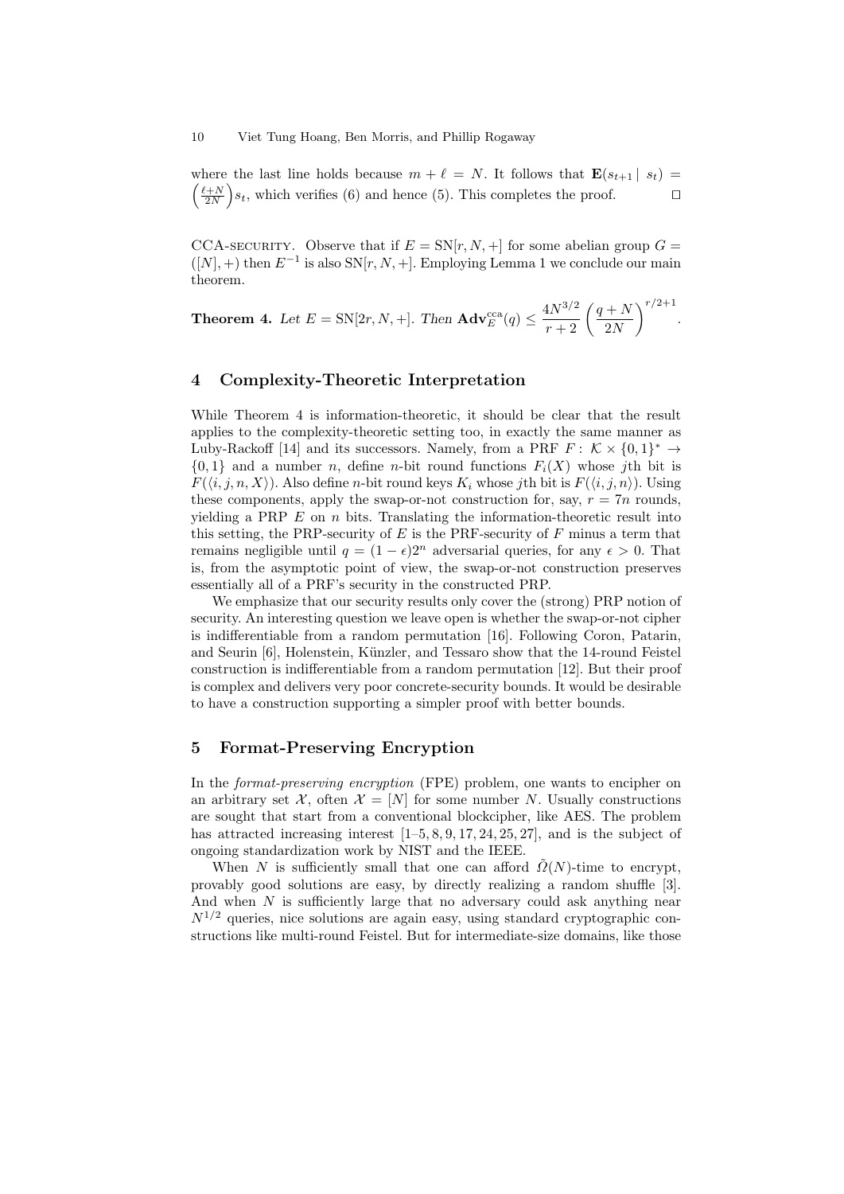where the last line holds because $m + \ell = N$. It follows that $\mathbf{E}(s_{t+1} \mid s_t) = \left(\frac{\ell+N}{2N}\right)s_t$, which verifies (6) and hence (5). This completes the proof. ☐

CCA-SECURITY. Observe that if $E = \mathrm{SN}[r, N, +]$ for some abelian group $G = ([N], +)$ then $E^{-1}$ is also $\mathrm{SN}[r, N, +]$. Employing Lemma 1 we conclude our main theorem.

**Theorem 4.** *Let* $E = \mathrm{SN}[2r, N, +]$. *Then* $\mathbf{Adv}_E^{\mathrm{cca}}(q) \le \dfrac{4N^{3/2}}{r+2}\left(\dfrac{q+N}{2N}\right)^{r/2+1}$.

## 4 Complexity-Theoretic Interpretation

While Theorem 4 is information-theoretic, it should be clear that the result applies to the complexity-theoretic setting too, in exactly the same manner as Luby-Rackoff [14] and its successors. Namely, from a PRF $F\colon \mathcal{K} \times \{0,1\}^* \to \{0,1\}$ and a number $n$, define $n$-bit round functions $F_i(X)$ whose $j$th bit is $F(\langle i, j, n, X\rangle)$. Also define $n$-bit round keys $K_i$ whose $j$th bit is $F(\langle i, j, n\rangle)$. Using these components, apply the swap-or-not construction for, say, $r = 7n$ rounds, yielding a PRP $E$ on $n$ bits. Translating the information-theoretic result into this setting, the PRP-security of $E$ is the PRF-security of $F$ minus a term that remains negligible until $q = (1-\epsilon)2^n$ adversarial queries, for any $\epsilon > 0$. That is, from the asymptotic point of view, the swap-or-not construction preserves essentially all of a PRF's security in the constructed PRP.

We emphasize that our security results only cover the (strong) PRP notion of security. An interesting question we leave open is whether the swap-or-not cipher is indifferentiable from a random permutation [16]. Following Coron, Patarin, and Seurin [6], Holenstein, Künzler, and Tessaro show that the 14-round Feistel construction is indifferentiable from a random permutation [12]. But their proof is complex and delivers very poor concrete-security bounds. It would be desirable to have a construction supporting a simpler proof with better bounds.

## 5 Format-Preserving Encryption

In the *format-preserving encryption* (FPE) problem, one wants to encipher on an arbitrary set $\mathcal{X}$, often $\mathcal{X} = [N]$ for some number $N$. Usually constructions are sought that start from a conventional blockcipher, like AES. The problem has attracted increasing interest [1–5, 8, 9, 17, 24, 25, 27], and is the subject of ongoing standardization work by NIST and the IEEE.

When $N$ is sufficiently small that one can afford $\tilde{\Omega}(N)$-time to encrypt, provably good solutions are easy, by directly realizing a random shuffle [3]. And when $N$ is sufficiently large that no adversary could ask anything near $N^{1/2}$ queries, nice solutions are again easy, using standard cryptographic constructions like multi-round Feistel. But for intermediate-size domains, like those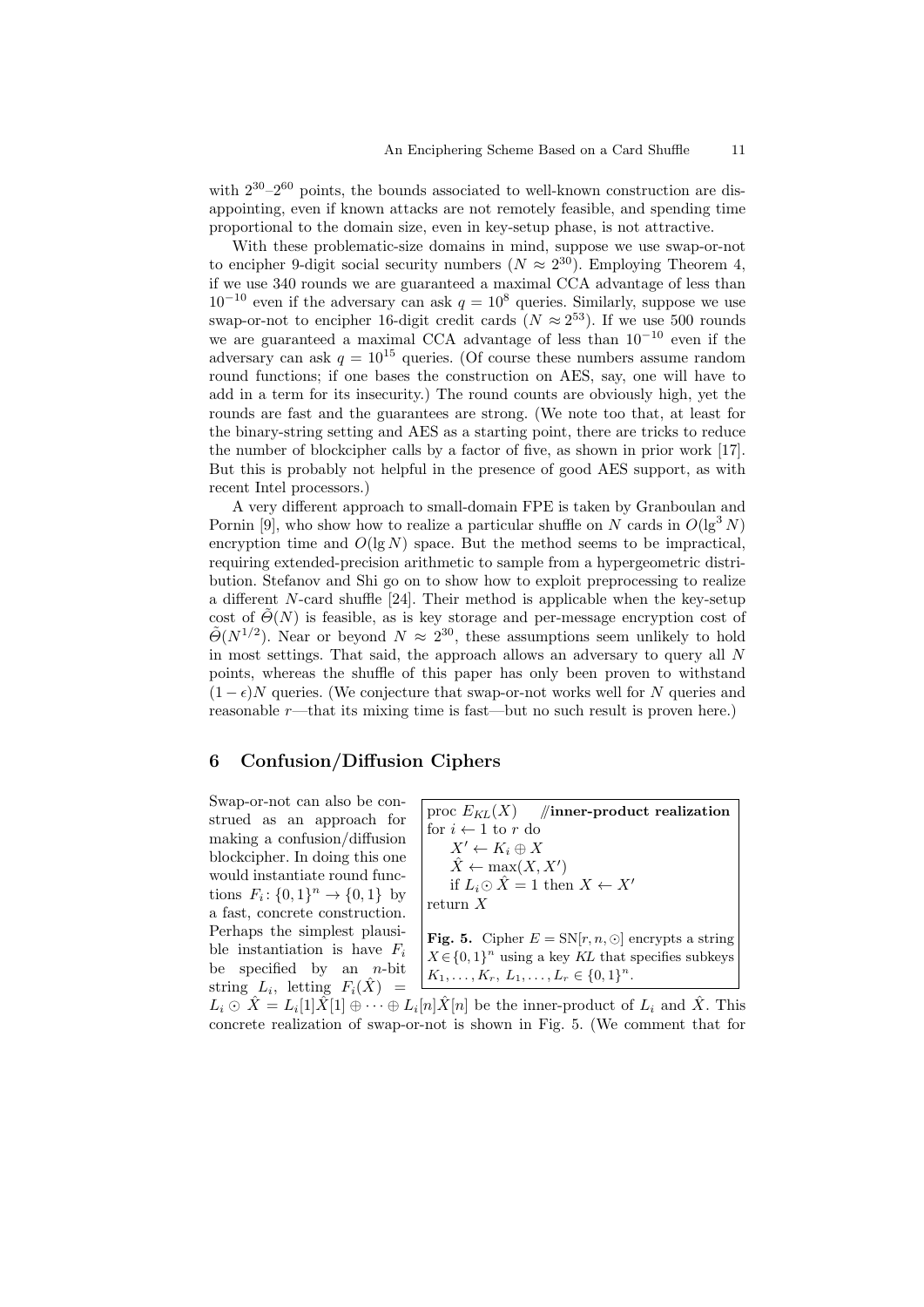with $2^{30}$–$2^{60}$ points, the bounds associated to well-known construction are disappointing, even if known attacks are not remotely feasible, and spending time proportional to the domain size, even in key-setup phase, is not attractive.

With these problematic-size domains in mind, suppose we use swap-or-not to encipher 9-digit social security numbers ($N \approx 2^{30}$). Employing Theorem 4, if we use 340 rounds we are guaranteed a maximal CCA advantage of less than $10^{-10}$ even if the adversary can ask $q = 10^8$ queries. Similarly, suppose we use swap-or-not to encipher 16-digit credit cards ($N \approx 2^{53}$). If we use 500 rounds we are guaranteed a maximal CCA advantage of less than $10^{-10}$ even if the adversary can ask $q = 10^{15}$ queries. (Of course these numbers assume random round functions; if one bases the construction on AES, say, one will have to add in a term for its insecurity.) The round counts are obviously high, yet the rounds are fast and the guarantees are strong. (We note too that, at least for the binary-string setting and AES as a starting point, there are tricks to reduce the number of blockcipher calls by a factor of five, as shown in prior work [17]. But this is probably not helpful in the presence of good AES support, as with recent Intel processors.)

A very different approach to small-domain FPE is taken by Granboulan and Pornin [9], who show how to realize a particular shuffle on $N$ cards in $O(\lg^3 N)$ encryption time and $O(\lg N)$ space. But the method seems to be impractical, requiring extended-precision arithmetic to sample from a hypergeometric distribution. Stefanov and Shi go on to show how to exploit preprocessing to realize a different $N$-card shuffle [24]. Their method is applicable when the key-setup cost of $\tilde{\Theta}(N)$ is feasible, as is key storage and per-message encryption cost of $\tilde{\Theta}(N^{1/2})$. Near or beyond $N \approx 2^{30}$, these assumptions seem unlikely to hold in most settings. That said, the approach allows an adversary to query all $N$ points, whereas the shuffle of this paper has only been proven to withstand $(1-\epsilon)N$ queries. (We conjecture that swap-or-not works well for $N$ queries and reasonable $r$—that its mixing time is fast—but no such result is proven here.)

## 6 Confusion/Diffusion Ciphers

Swap-or-not can also be construed as an approach for making a confusion/diffusion blockcipher. In doing this one would instantiate round functions $F_i \colon \{0,1\}^n \to \{0,1\}$ by a fast, concrete construction. Perhaps the simplest plausible instantiation is have $F_i$ be specified by an $n$-bit string $L_i$, letting $F_i(\hat{X}) = L_i \odot \hat{X} = L_i[1]\hat{X}[1] \oplus \cdots \oplus L_i[n]\hat{X}[n]$ be the inner-product of $L_i$ and $\hat{X}$. This concrete realization of swap-or-not is shown in Fig. 5. (We comment that for

```
proc E_KL(X)     //inner-product realization
for i ← 1 to r do
    X' ← K_i ⊕ X
    X̂ ← max(X, X')
    if L_i ⊙ X̂ = 1 then X ← X'
return X
```

**Fig. 5.** Cipher $E = \mathrm{SN}[r, n, \odot]$ encrypts a string $X \in \{0,1\}^n$ using a key $KL$ that specifies subkeys $K_1, \ldots, K_r,\ L_1, \ldots, L_r \in \{0,1\}^n$.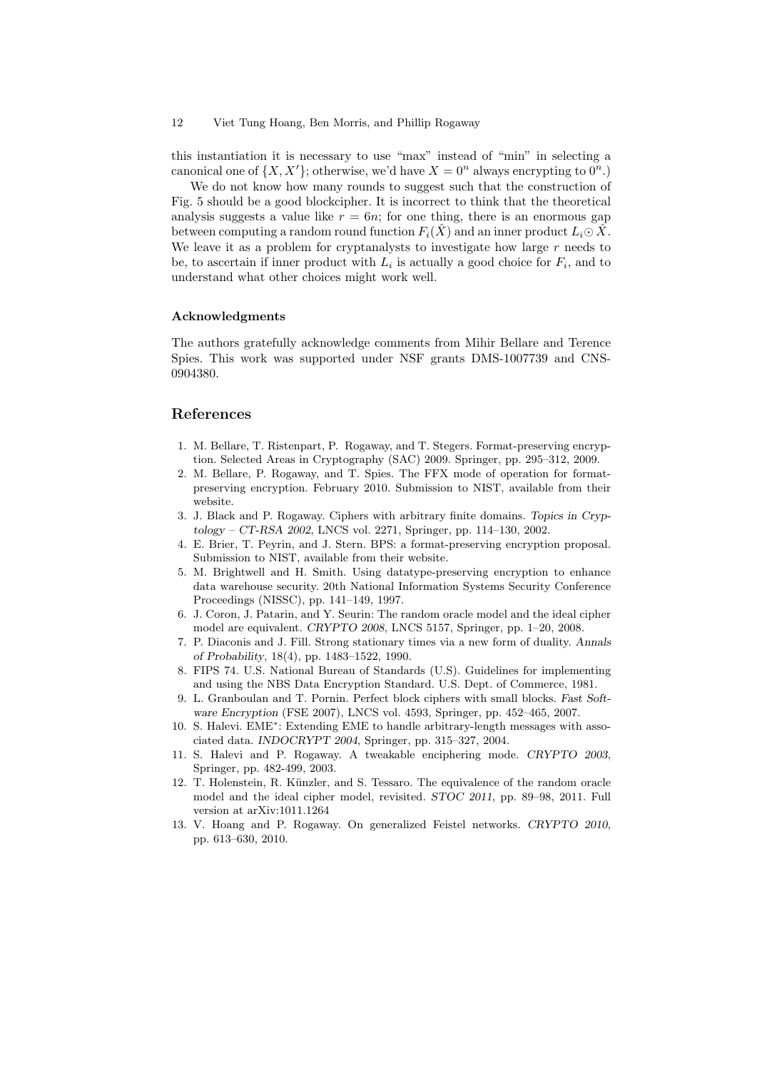this instantiation it is necessary to use "max" instead of "min" in selecting a canonical one of $\{X, X'\}$; otherwise, we'd have $X = 0^n$ always encrypting to $0^n$.)

We do not know how many rounds to suggest such that the construction of Fig. 5 should be a good blockcipher. It is incorrect to think that the theoretical analysis suggests a value like $r = 6n$; for one thing, there is an enormous gap between computing a random round function $F_i(\hat{X})$ and an inner product $L_i \odot \hat{X}$. We leave it as a problem for cryptanalysts to investigate how large $r$ needs to be, to ascertain if inner product with $L_i$ is actually a good choice for $F_i$, and to understand what other choices might work well.

### Acknowledgments

The authors gratefully acknowledge comments from Mihir Bellare and Terence Spies. This work was supported under NSF grants DMS-1007739 and CNS-0904380.

## References

1. M. Bellare, T. Ristenpart, P. Rogaway, and T. Stegers. Format-preserving encryption. Selected Areas in Cryptography (SAC) 2009. Springer, pp. 295–312, 2009.
2. M. Bellare, P. Rogaway, and T. Spies. The FFX mode of operation for format-preserving encryption. February 2010. Submission to NIST, available from their website.
3. J. Black and P. Rogaway. Ciphers with arbitrary finite domains. *Topics in Cryptology – CT-RSA 2002*, LNCS vol. 2271, Springer, pp. 114–130, 2002.
4. E. Brier, T. Peyrin, and J. Stern. BPS: a format-preserving encryption proposal. Submission to NIST, available from their website.
5. M. Brightwell and H. Smith. Using datatype-preserving encryption to enhance data warehouse security. 20th National Information Systems Security Conference Proceedings (NISSC), pp. 141–149, 1997.
6. J. Coron, J. Patarin, and Y. Seurin: The random oracle model and the ideal cipher model are equivalent. *CRYPTO 2008*, LNCS 5157, Springer, pp. 1–20, 2008.
7. P. Diaconis and J. Fill. Strong stationary times via a new form of duality. *Annals of Probability*, 18(4), pp. 1483–1522, 1990.
8. FIPS 74. U.S. National Bureau of Standards (U.S). Guidelines for implementing and using the NBS Data Encryption Standard. U.S. Dept. of Commerce, 1981.
9. L. Granboulan and T. Pornin. Perfect block ciphers with small blocks. *Fast Software Encryption* (FSE 2007), LNCS vol. 4593, Springer, pp. 452–465, 2007.
10. S. Halevi. EME*: Extending EME to handle arbitrary-length messages with associated data. *INDOCRYPT 2004*, Springer, pp. 315–327, 2004.
11. S. Halevi and P. Rogaway. A tweakable enciphering mode. *CRYPTO 2003*, Springer, pp. 482-499, 2003.
12. T. Holenstein, R. Künzler, and S. Tessaro. The equivalence of the random oracle model and the ideal cipher model, revisited. *STOC 2011*, pp. 89–98, 2011. Full version at arXiv:1011.1264
13. V. Hoang and P. Rogaway. On generalized Feistel networks. *CRYPTO 2010*, pp. 613–630, 2010.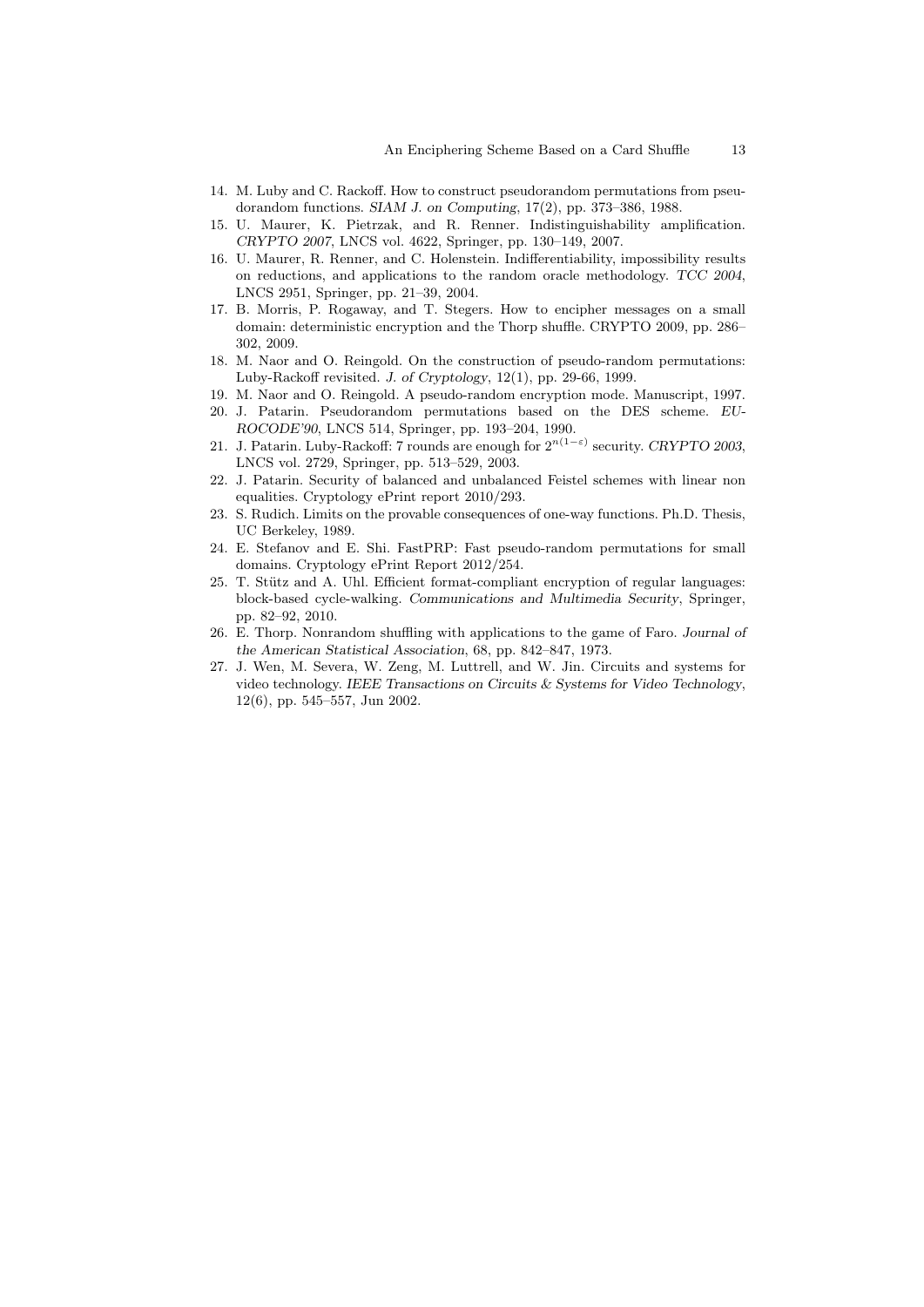14. M. Luby and C. Rackoff. How to construct pseudorandom permutations from pseudorandom functions. *SIAM J. on Computing*, 17(2), pp. 373–386, 1988.
15. U. Maurer, K. Pietrzak, and R. Renner. Indistinguishability amplification. *CRYPTO 2007*, LNCS vol. 4622, Springer, pp. 130–149, 2007.
16. U. Maurer, R. Renner, and C. Holenstein. Indifferentiability, impossibility results on reductions, and applications to the random oracle methodology. *TCC 2004*, LNCS 2951, Springer, pp. 21–39, 2004.
17. B. Morris, P. Rogaway, and T. Stegers. How to encipher messages on a small domain: deterministic encryption and the Thorp shuffle. CRYPTO 2009, pp. 286–302, 2009.
18. M. Naor and O. Reingold. On the construction of pseudo-random permutations: Luby-Rackoff revisited. *J. of Cryptology*, 12(1), pp. 29-66, 1999.
19. M. Naor and O. Reingold. A pseudo-random encryption mode. Manuscript, 1997.
20. J. Patarin. Pseudorandom permutations based on the DES scheme. *EUROCODE'90*, LNCS 514, Springer, pp. 193–204, 1990.
21. J. Patarin. Luby-Rackoff: 7 rounds are enough for $2^{n(1-\varepsilon)}$ security. *CRYPTO 2003*, LNCS vol. 2729, Springer, pp. 513–529, 2003.
22. J. Patarin. Security of balanced and unbalanced Feistel schemes with linear non equalities. Cryptology ePrint report 2010/293.
23. S. Rudich. Limits on the provable consequences of one-way functions. Ph.D. Thesis, UC Berkeley, 1989.
24. E. Stefanov and E. Shi. FastPRP: Fast pseudo-random permutations for small domains. Cryptology ePrint Report 2012/254.
25. T. Stütz and A. Uhl. Efficient format-compliant encryption of regular languages: block-based cycle-walking. *Communications and Multimedia Security*, Springer, pp. 82–92, 2010.
26. E. Thorp. Nonrandom shuffling with applications to the game of Faro. *Journal of the American Statistical Association*, 68, pp. 842–847, 1973.
27. J. Wen, M. Severa, W. Zeng, M. Luttrell, and W. Jin. Circuits and systems for video technology. *IEEE Transactions on Circuits & Systems for Video Technology*, 12(6), pp. 545–557, Jun 2002.